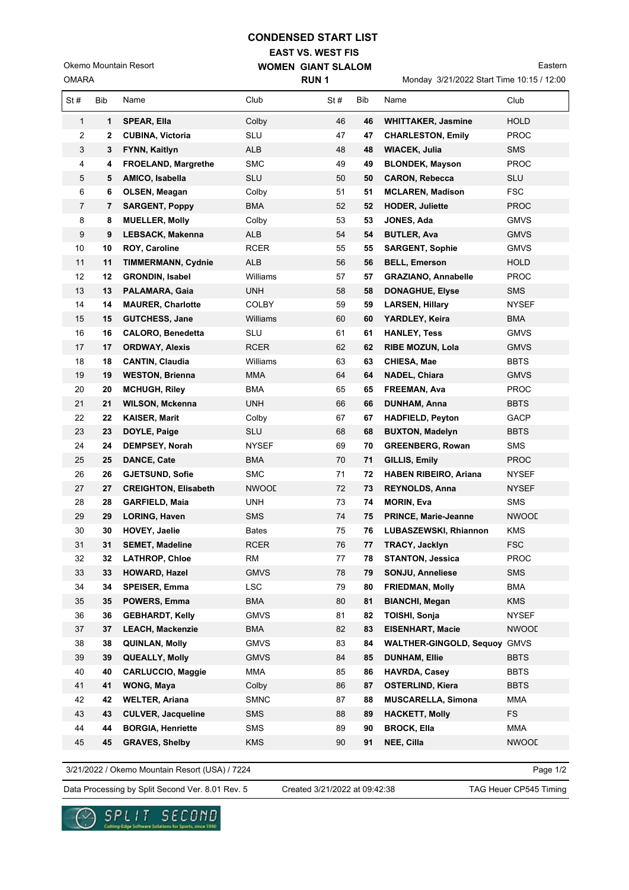# CONDENSED START LIST

## EAST VS. WEST FIS

## WOMEN GIANT SLALOM

### RUN 1

Okemo Mountain Resort
OMARA

Eastern
Monday 3/21/2022 Start Time 10:15 / 12:00

| St # | Bib | Name | Club | St # | Bib | Name | Club |
|---|---|---|---|---|---|---|---|
| 1 | **1** | **SPEAR, Ella** | Colby | 46 | **46** | **WHITTAKER, Jasmine** | HOLD |
| 2 | **2** | **CUBINA, Victoria** | SLU | 47 | **47** | **CHARLESTON, Emily** | PROC |
| 3 | **3** | **FYNN, Kaitlyn** | ALB | 48 | **48** | **WIACEK, Julia** | SMS |
| 4 | **4** | **FROELAND, Margrethe** | SMC | 49 | **49** | **BLONDEK, Mayson** | PROC |
| 5 | **5** | **AMICO, Isabella** | SLU | 50 | **50** | **CARON, Rebecca** | SLU |
| 6 | **6** | **OLSEN, Meagan** | Colby | 51 | **51** | **MCLAREN, Madison** | FSC |
| 7 | **7** | **SARGENT, Poppy** | BMA | 52 | **52** | **HODER, Juliette** | PROC |
| 8 | **8** | **MUELLER, Molly** | Colby | 53 | **53** | **JONES, Ada** | GMVS |
| 9 | **9** | **LEBSACK, Makenna** | ALB | 54 | **54** | **BUTLER, Ava** | GMVS |
| 10 | **10** | **ROY, Caroline** | RCER | 55 | **55** | **SARGENT, Sophie** | GMVS |
| 11 | **11** | **TIMMERMANN, Cydnie** | ALB | 56 | **56** | **BELL, Emerson** | HOLD |
| 12 | **12** | **GRONDIN, Isabel** | Williams | 57 | **57** | **GRAZIANO, Annabelle** | PROC |
| 13 | **13** | **PALAMARA, Gaia** | UNH | 58 | **58** | **DONAGHUE, Elyse** | SMS |
| 14 | **14** | **MAURER, Charlotte** | COLBY | 59 | **59** | **LARSEN, Hillary** | NYSEF |
| 15 | **15** | **GUTCHESS, Jane** | Williams | 60 | **60** | **YARDLEY, Keira** | BMA |
| 16 | **16** | **CALORO, Benedetta** | SLU | 61 | **61** | **HANLEY, Tess** | GMVS |
| 17 | **17** | **ORDWAY, Alexis** | RCER | 62 | **62** | **RIBE MOZUN, Lola** | GMVS |
| 18 | **18** | **CANTIN, Claudia** | Williams | 63 | **63** | **CHIESA, Mae** | BBTS |
| 19 | **19** | **WESTON, Brienna** | MMA | 64 | **64** | **NADEL, Chiara** | GMVS |
| 20 | **20** | **MCHUGH, Riley** | BMA | 65 | **65** | **FREEMAN, Ava** | PROC |
| 21 | **21** | **WILSON, Mckenna** | UNH | 66 | **66** | **DUNHAM, Anna** | BBTS |
| 22 | **22** | **KAISER, Marit** | Colby | 67 | **67** | **HADFIELD, Peyton** | GACP |
| 23 | **23** | **DOYLE, Paige** | SLU | 68 | **68** | **BUXTON, Madelyn** | BBTS |
| 24 | **24** | **DEMPSEY, Norah** | NYSEF | 69 | **70** | **GREENBERG, Rowan** | SMS |
| 25 | **25** | **DANCE, Cate** | BMA | 70 | **71** | **GILLIS, Emily** | PROC |
| 26 | **26** | **GJETSUND, Sofie** | SMC | 71 | **72** | **HABEN RIBEIRO, Ariana** | NYSEF |
| 27 | **27** | **CREIGHTON, Elisabeth** | NWOOD | 72 | **73** | **REYNOLDS, Anna** | NYSEF |
| 28 | **28** | **GARFIELD, Maia** | UNH | 73 | **74** | **MORIN, Eva** | SMS |
| 29 | **29** | **LORING, Haven** | SMS | 74 | **75** | **PRINCE, Marie-Jeanne** | NWOOD |
| 30 | **30** | **HOVEY, Jaelie** | Bates | 75 | **76** | **LUBASZEWSKI, Rhiannon** | KMS |
| 31 | **31** | **SEMET, Madeline** | RCER | 76 | **77** | **TRACY, Jacklyn** | FSC |
| 32 | **32** | **LATHROP, Chloe** | RM | 77 | **78** | **STANTON, Jessica** | PROC |
| 33 | **33** | **HOWARD, Hazel** | GMVS | 78 | **79** | **SONJU, Anneliese** | SMS |
| 34 | **34** | **SPEISER, Emma** | LSC | 79 | **80** | **FRIEDMAN, Molly** | BMA |
| 35 | **35** | **POWERS, Emma** | BMA | 80 | **81** | **BIANCHI, Megan** | KMS |
| 36 | **36** | **GEBHARDT, Kelly** | GMVS | 81 | **82** | **TOISHI, Sonja** | NYSEF |
| 37 | **37** | **LEACH, Mackenzie** | BMA | 82 | **83** | **EISENHART, Macie** | NWOOD |
| 38 | **38** | **QUINLAN, Molly** | GMVS | 83 | **84** | **WALTHER-GINGOLD, Sequoy** | GMVS |
| 39 | **39** | **QUEALLY, Molly** | GMVS | 84 | **85** | **DUNHAM, Ellie** | BBTS |
| 40 | **40** | **CARLUCCIO, Maggie** | MMA | 85 | **86** | **HAVRDA, Casey** | BBTS |
| 41 | **41** | **WONG, Maya** | Colby | 86 | **87** | **OSTERLIND, Kiera** | BBTS |
| 42 | **42** | **WELTER, Ariana** | SMNC | 87 | **88** | **MUSCARELLA, Simona** | MMA |
| 43 | **43** | **CULVER, Jacqueline** | SMS | 88 | **89** | **HACKETT, Molly** | FS |
| 44 | **44** | **BORGIA, Henriette** | SMS | 89 | **90** | **BROCK, Ella** | MMA |
| 45 | **45** | **GRAVES, Shelby** | KMS | 90 | **91** | **NEE, Cilla** | NWOOD |

3/21/2022 / Okemo Mountain Resort (USA) / 7224

Data Processing by Split Second Ver. 8.01 Rev. 5 — Created 3/21/2022 at 09:42:38 — TAG Heuer CP545 Timing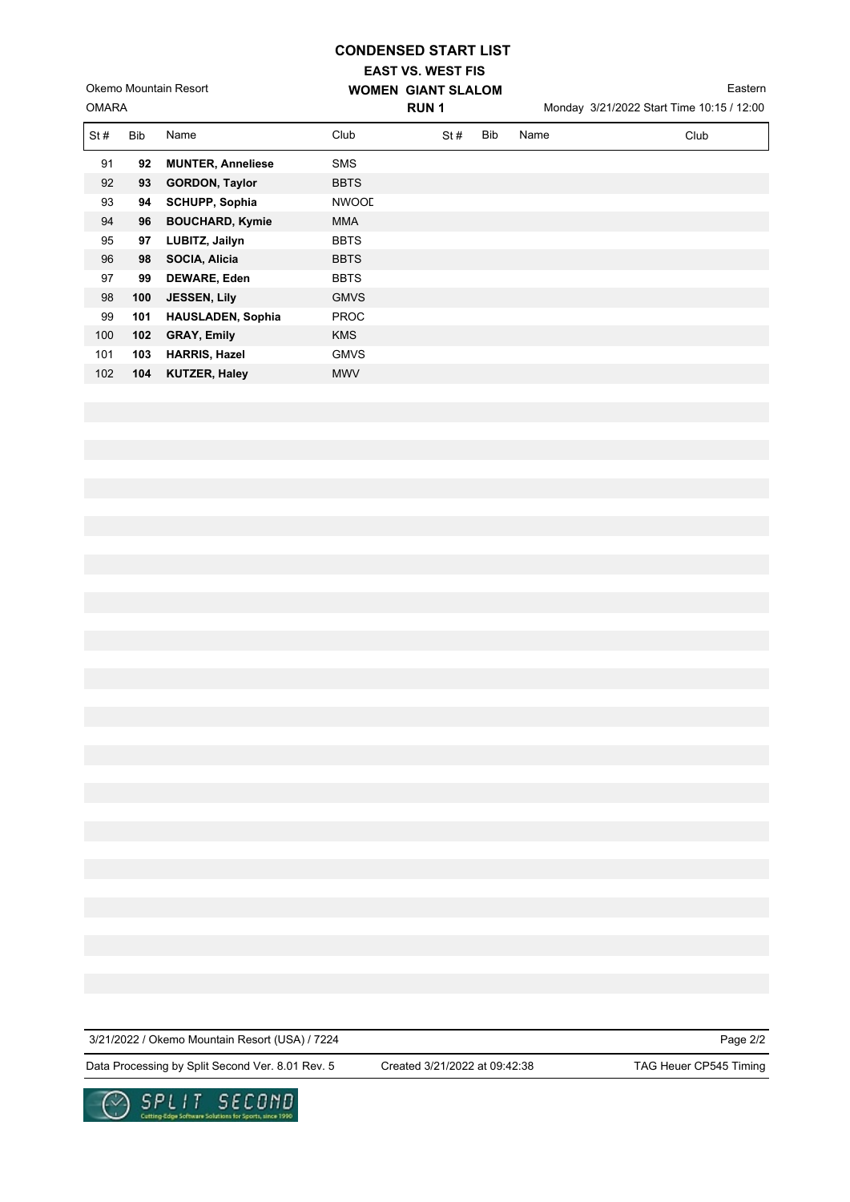# CONDENSED START LIST

## EAST VS. WEST FIS

## WOMEN GIANT SLALOM

## RUN 1

Okemo Mountain Resort
OMARA

Eastern
Monday 3/21/2022 Start Time 10:15 / 12:00

| St # | Bib | Name | Club | St # | Bib | Name | Club |
|---|---|---|---|---|---|---|---|
| 91 | **92** | **MUNTER, Anneliese** | SMS | | | | |
| 92 | **93** | **GORDON, Taylor** | BBTS | | | | |
| 93 | **94** | **SCHUPP, Sophia** | NWOOD | | | | |
| 94 | **96** | **BOUCHARD, Kymie** | MMA | | | | |
| 95 | **97** | **LUBITZ, Jailyn** | BBTS | | | | |
| 96 | **98** | **SOCIA, Alicia** | BBTS | | | | |
| 97 | **99** | **DEWARE, Eden** | BBTS | | | | |
| 98 | **100** | **JESSEN, Lily** | GMVS | | | | |
| 99 | **101** | **HAUSLADEN, Sophia** | PROC | | | | |
| 100 | **102** | **GRAY, Emily** | KMS | | | | |
| 101 | **103** | **HARRIS, Hazel** | GMVS | | | | |
| 102 | **104** | **KUTZER, Haley** | MWV | | | | |

3/21/2022 / Okemo Mountain Resort (USA) / 7224

Data Processing by Split Second Ver. 8.01 Rev. 5 — Created 3/21/2022 at 09:42:38 — TAG Heuer CP545 Timing